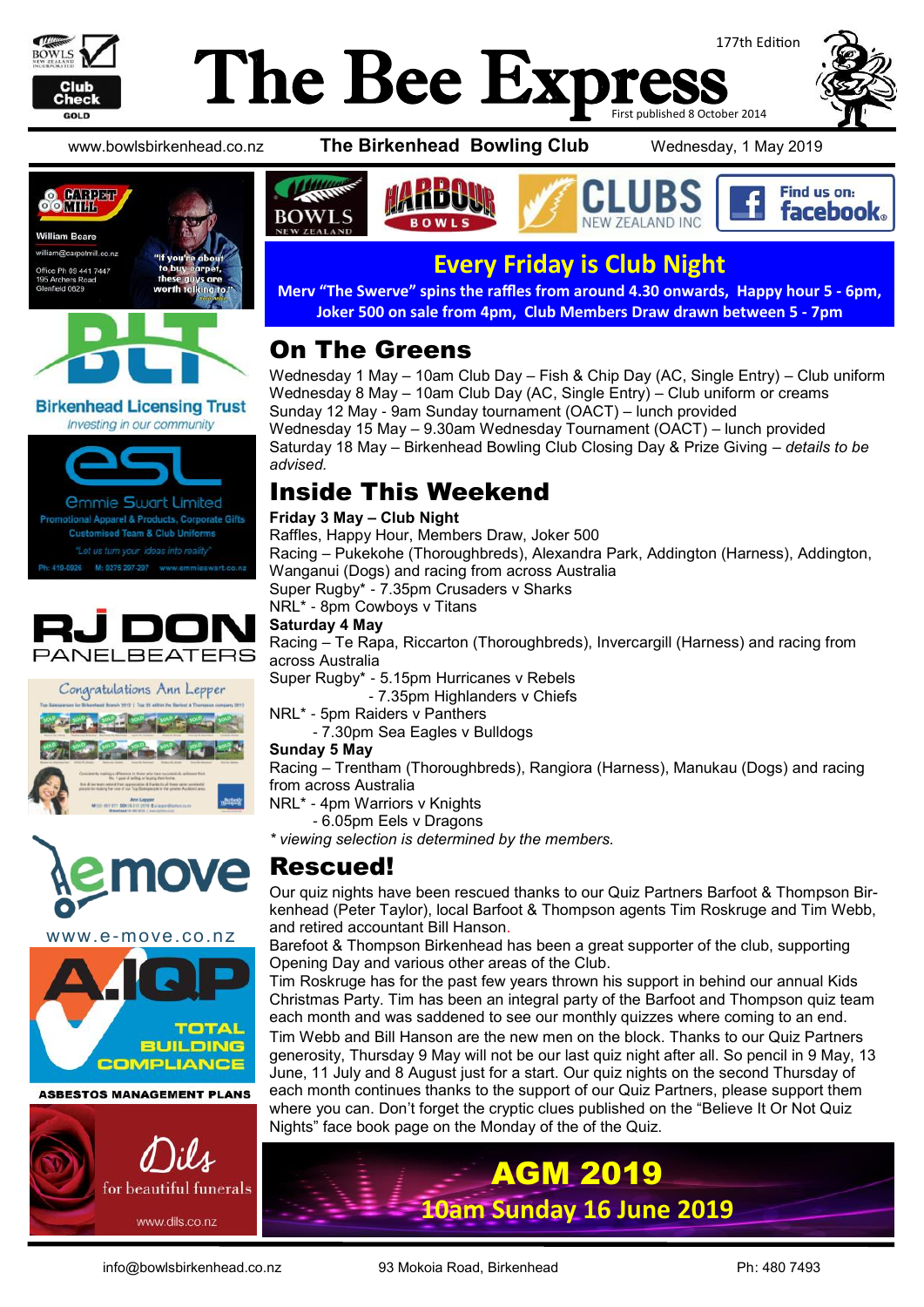# The Bee Express

177th Edition

First published 8 October 2014

www.bowlsbirkenhead.co.nz **The Birkenhead Bowling Club** Wednesday, 1 May 2019

## Every Friday is Club Night

**Merv "The Swerve" spins the raffles from around 4.30 onwards, Happy hour 5 - 6pm, Joker 500 on sale from 4pm, Club Members Draw drawn between 5 - 7pm**

## On The Greens

Wednesday 1 May – 10am Club Day – Fish & Chip Day (AC, Single Entry) – Club uniform
Wednesday 8 May – 10am Club Day (AC, Single Entry) – Club uniform or creams
Sunday 12 May - 9am Sunday tournament (OACT) – lunch provided
Wednesday 15 May – 9.30am Wednesday Tournament (OACT) – lunch provided
Saturday 18 May – Birkenhead Bowling Club Closing Day & Prize Giving – *details to be advised.*

## Inside This Weekend

**Friday 3 May – Club Night**
Raffles, Happy Hour, Members Draw, Joker 500
Racing – Pukekohe (Thoroughbreds), Alexandra Park, Addington (Harness), Addington, Wanganui (Dogs) and racing from across Australia
Super Rugby* - 7.35pm Crusaders v Sharks
NRL* - 8pm Cowboys v Titans

**Saturday 4 May**
Racing – Te Rapa, Riccarton (Thoroughbreds), Invercargill (Harness) and racing from across Australia
Super Rugby* - 5.15pm Hurricanes v Rebels
- 7.35pm Highlanders v Chiefs

NRL* - 5pm Raiders v Panthers
- 7.30pm Sea Eagles v Bulldogs

**Sunday 5 May**
Racing – Trentham (Thoroughbreds), Rangiora (Harness), Manukau (Dogs) and racing from across Australia
NRL* - 4pm Warriors v Knights
- 6.05pm Eels v Dragons

*\* viewing selection is determined by the members.*

## Rescued!

Our quiz nights have been rescued thanks to our Quiz Partners Barfoot & Thompson Birkenhead (Peter Taylor), local Barfoot & Thompson agents Tim Roskruge and Tim Webb, and retired accountant Bill Hanson.

Barefoot & Thompson Birkenhead has been a great supporter of the club, supporting Opening Day and various other areas of the Club.

Tim Roskruge has for the past few years thrown his support in behind our annual Kids Christmas Party. Tim has been an integral party of the Barfoot and Thompson quiz team each month and was saddened to see our monthly quizzes where coming to an end.

Tim Webb and Bill Hanson are the new men on the block. Thanks to our Quiz Partners generosity, Thursday 9 May will not be our last quiz night after all. So pencil in 9 May, 13 June, 11 July and 8 August just for a start. Our quiz nights on the second Thursday of each month continues thanks to the support of our Quiz Partners, please support them where you can. Don't forget the cryptic clues published on the "Believe It Or Not Quiz Nights" face book page on the Monday of the of the Quiz.

## AGM 2019
**10am Sunday 16 June 2019**

info@bowlsbirkenhead.co.nz 93 Mokoia Road, Birkenhead Ph: 480 7493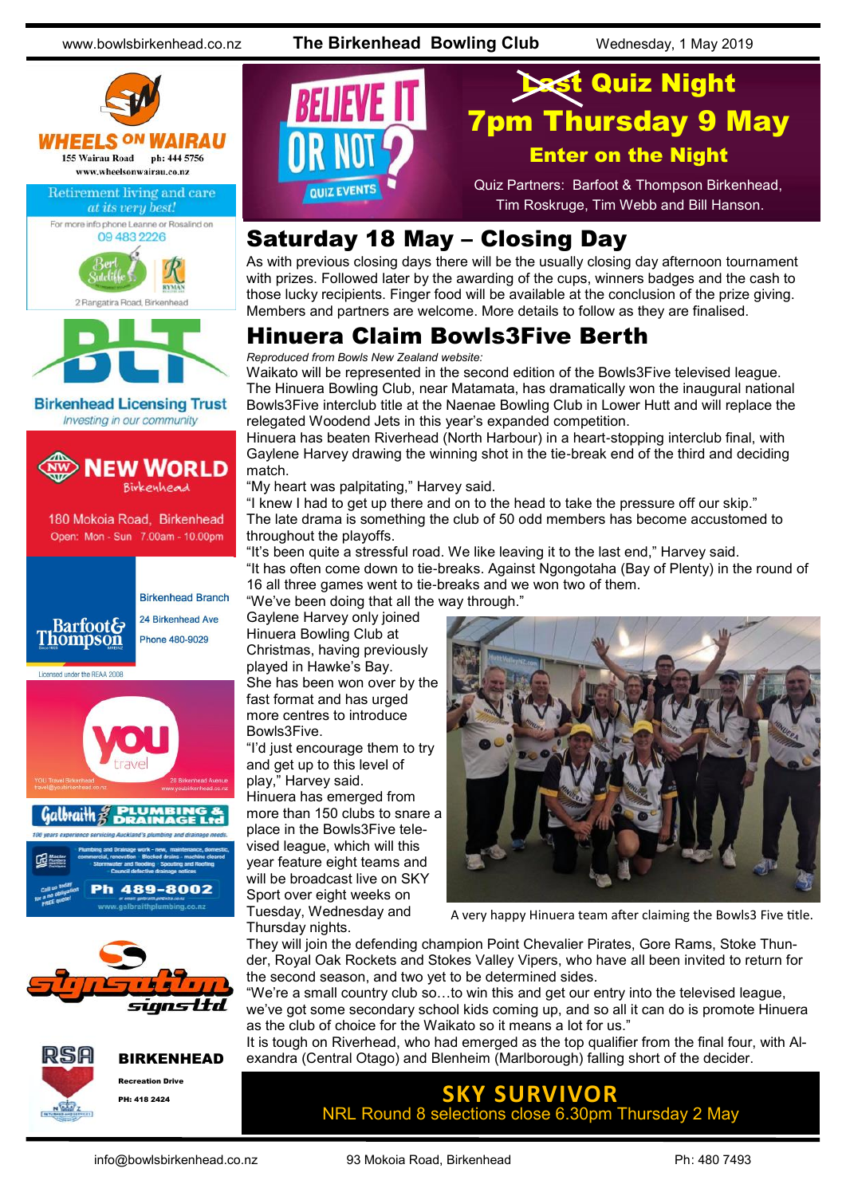~~Last~~ Quiz Night

## 7pm Thursday 9 May

**Enter on the Night**

Quiz Partners: Barfoot & Thompson Birkenhead, Tim Roskruge, Tim Webb and Bill Hanson.

## Saturday 18 May – Closing Day

As with previous closing days there will be the usually closing day afternoon tournament with prizes. Followed later by the awarding of the cups, winners badges and the cash to those lucky recipients. Finger food will be available at the conclusion of the prize giving. Members and partners are welcome. More details to follow as they are finalised.

## Hinuera Claim Bowls3Five Berth

*Reproduced from Bowls New Zealand website:*

Waikato will be represented in the second edition of the Bowls3Five televised league. The Hinuera Bowling Club, near Matamata, has dramatically won the inaugural national Bowls3Five interclub title at the Naenae Bowling Club in Lower Hutt and will replace the relegated Woodend Jets in this year's expanded competition.

Hinuera has beaten Riverhead (North Harbour) in a heart-stopping interclub final, with Gaylene Harvey drawing the winning shot in the tie-break end of the third and deciding match.

"My heart was palpitating," Harvey said.

"I knew I had to get up there and on to the head to take the pressure off our skip."

The late drama is something the club of 50 odd members has become accustomed to throughout the playoffs.

"It's been quite a stressful road. We like leaving it to the last end," Harvey said.

"It has often come down to tie-breaks. Against Ngongotaha (Bay of Plenty) in the round of 16 all three games went to tie-breaks and we won two of them.

"We've been doing that all the way through."

Gaylene Harvey only joined Hinuera Bowling Club at Christmas, having previously played in Hawke's Bay.

She has been won over by the fast format and has urged more centres to introduce Bowls3Five.

"I'd just encourage them to try and get up to this level of play," Harvey said.

Hinuera has emerged from more than 150 clubs to snare a place in the Bowls3Five televised league, which will this year feature eight teams and will be broadcast live on SKY Sport over eight weeks on Tuesday, Wednesday and Thursday nights.

A very happy Hinuera team after claiming the Bowls3 Five title.

They will join the defending champion Point Chevalier Pirates, Gore Rams, Stoke Thunder, Royal Oak Rockets and Stokes Valley Vipers, who have all been invited to return for the second season, and two yet to be determined sides.

"We're a small country club so…to win this and get our entry into the televised league, we've got some secondary school kids coming up, and so all it can do is promote Hinuera as the club of choice for the Waikato so it means a lot for us."

It is tough on Riverhead, who had emerged as the top qualifier from the final four, with Alexandra (Central Otago) and Blenheim (Marlborough) falling short of the decider.

**SKY SURVIVOR**

NRL Round 8 selections close 6.30pm Thursday 2 May

---

**WHEELS ON WAIRAU** – 155 Wairau Road ph: 444 5756 www.wheelsonwairau.co.nz

Retirement living and care at its very best! For more info phone Leanne or Rosalind on 09 483 2226 – Bert Sutcliffe, Ryman – 2 Rangatira Road, Birkenhead

**BLT** – Birkenhead Licensing Trust – Investing in our community

**NEW WORLD** Birkenhead – 180 Mokoia Road, Birkenhead – Open: Mon - Sun 7.00am - 10.00pm

**Barfoot & Thompson** – Birkenhead Branch – 24 Birkenhead Ave – Phone 480-9029 – Licensed under the REAA 2008

**you travel** – YOU Travel Birkenhead travel@youbirkenhead.co.nz – 20 Birkenhead Avenue www.youbirkenhead.co.nz

**Galbraith PLUMBING & DRAINAGE Ltd** – 100 years experience servicing Auckland's plumbing and drainage needs. Ph 489-8002 – www.galbraithplumbing.co.nz

**signsation signs ltd**

**RSA BIRKENHEAD** – Recreation Drive – PH: 418 2424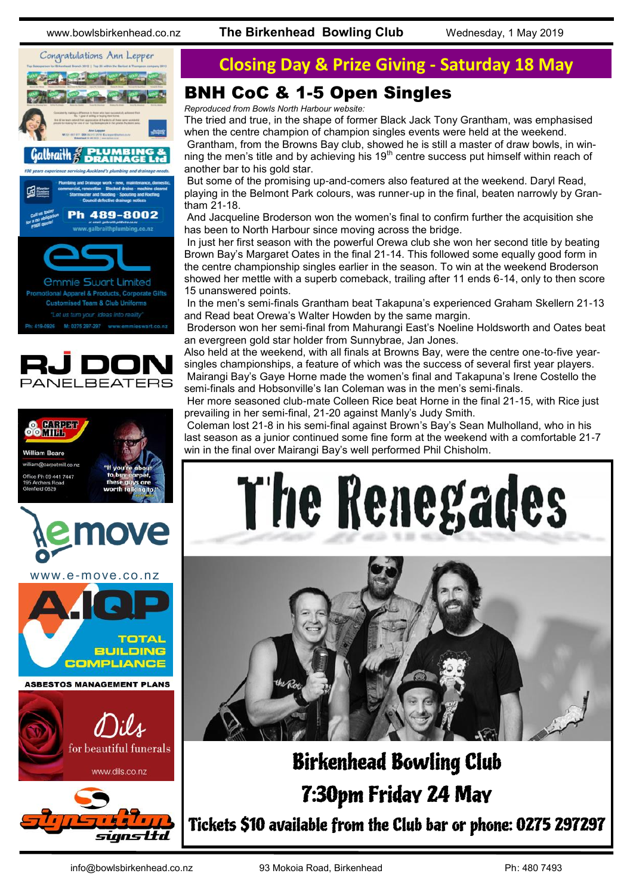# Closing Day & Prize Giving - Saturday 18 May

## BNH CoC & 1-5 Open Singles

*Reproduced from Bowls North Harbour website:*

The tried and true, in the shape of former Black Jack Tony Grantham, was emphasised when the centre champion of champion singles events were held at the weekend.

Grantham, from the Browns Bay club, showed he is still a master of draw bowls, in winning the men's title and by achieving his 19th centre success put himself within reach of another bar to his gold star.

But some of the promising up-and-comers also featured at the weekend. Daryl Read, playing in the Belmont Park colours, was runner-up in the final, beaten narrowly by Grantham 21-18.

And Jacqueline Broderson won the women's final to confirm further the acquisition she has been to North Harbour since moving across the bridge.

In just her first season with the powerful Orewa club she won her second title by beating Brown Bay's Margaret Oates in the final 21-14. This followed some equally good form in the centre championship singles earlier in the season. To win at the weekend Broderson showed her mettle with a superb comeback, trailing after 11 ends 6-14, only to then score 15 unanswered points.

In the men's semi-finals Grantham beat Takapuna's experienced Graham Skellern 21-13 and Read beat Orewa's Walter Howden by the same margin.

Broderson won her semi-final from Mahurangi East's Noeline Holdsworth and Oates beat an evergreen gold star holder from Sunnybrae, Jan Jones.

Also held at the weekend, with all finals at Browns Bay, were the centre one-to-five year-singles championships, a feature of which was the success of several first year players.

Mairangi Bay's Gaye Horne made the women's final and Takapuna's Irene Costello the semi-finals and Hobsonville's Ian Coleman was in the men's semi-finals.

Her more seasoned club-mate Colleen Rice beat Horne in the final 21-15, with Rice just prevailing in her semi-final, 21-20 against Manly's Judy Smith.

Coleman lost 21-8 in his semi-final against Brown's Bay's Sean Mulholland, who in his last season as a junior continued some fine form at the weekend with a comfortable 21-7 win in the final over Mairangi Bay's well performed Phil Chisholm.

## The Renegades

**Birkenhead Bowling Club**

**7:30pm Friday 24 May**

**Tickets $10 available from the Club bar or phone: 0275 297297**

---

Congratulations Ann Lepper

Galbraith Plumbing & Drainage Ltd — 100 years experience servicing Auckland's plumbing and drainage needs. Plumbing and Drainage work - new, maintenance, domestic, commercial, renovation · Blocked drains - machine cleared · Stormwater and flooding · Spouting and Roofing · Council defective drainage notices. Call us today for a no obligation FREE quote! Ph 489-8002 · www.galbraithplumbing.co.nz

esl — Emmie Swart Limited. Promotional Apparel & Products, Corporate Gifts. Customised Team & Club Uniforms. "Let us turn your ideas into reality" Ph: 419-0926 M: 0275 297-297 www.emmieswart.co.nz

RJ DON PANELBEATERS

Carpet Mill — William Beare, william@carpetmill.co.nz, Office Ph 09 441 7447, 195 Archers Road, Glenfield 0629. "If you're about to buy carpet, these guys are worth talking to."

emove — www.e-move.co.nz

A.IQP — TOTAL BUILDING COMPLIANCE — ASBESTOS MANAGEMENT PLANS

Dils — for beautiful funerals — www.dils.co.nz

signsation signs ltd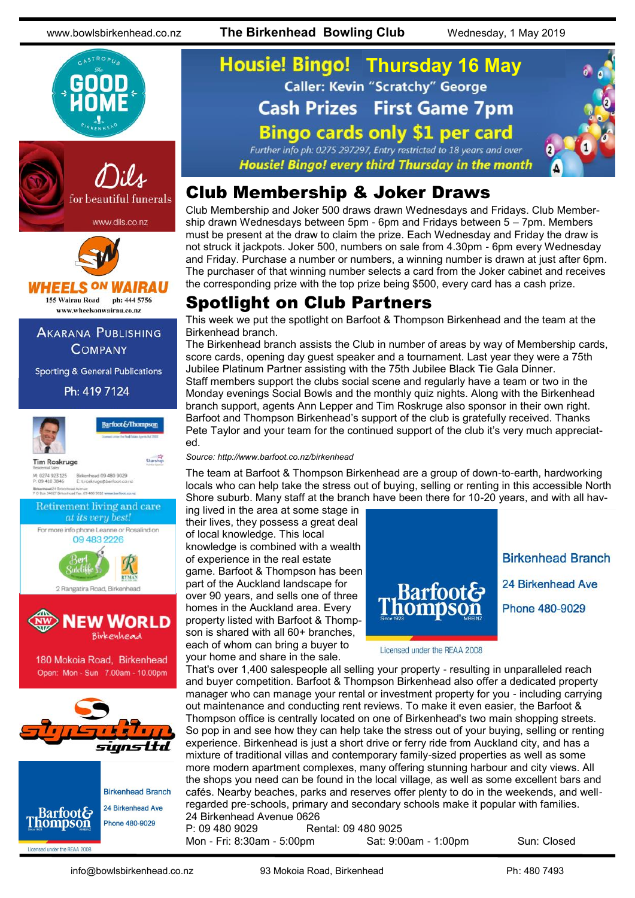# Housie! Bingo! Thursday 16 May

Caller: Kevin "Scratchy" George

Cash Prizes First Game 7pm

Bingo cards only $1 per card

*Further info ph: 0275 297297, Entry restricted to 18 years and over*

***Housie! Bingo! every third Thursday in the month***

## Club Membership & Joker Draws

Club Membership and Joker 500 draws drawn Wednesdays and Fridays. Club Membership drawn Wednesdays between 5pm - 6pm and Fridays between 5 – 7pm. Members must be present at the draw to claim the prize. Each Wednesday and Friday the draw is not struck it jackpots. Joker 500, numbers on sale from 4.30pm - 6pm every Wednesday and Friday. Purchase a number or numbers, a winning number is drawn at just after 6pm. The purchaser of that winning number selects a card from the Joker cabinet and receives the corresponding prize with the top prize being $500, every card has a cash prize.

## Spotlight on Club Partners

This week we put the spotlight on Barfoot & Thompson Birkenhead and the team at the Birkenhead branch.

The Birkenhead branch assists the Club in number of areas by way of Membership cards, score cards, opening day guest speaker and a tournament. Last year they were a 75th Jubilee Platinum Partner assisting with the 75th Jubilee Black Tie Gala Dinner.

Staff members support the clubs social scene and regularly have a team or two in the Monday evenings Social Bowls and the monthly quiz nights. Along with the Birkenhead branch support, agents Ann Lepper and Tim Roskruge also sponsor in their own right. Barfoot and Thompson Birkenhead's support of the club is gratefully received. Thanks Pete Taylor and your team for the continued support of the club it's very much appreciated.

*Source: http://www.barfoot.co.nz/birkenhead*

The team at Barfoot & Thompson Birkenhead are a group of down-to-earth, hardworking locals who can help take the stress out of buying, selling or renting in this accessible North Shore suburb. Many staff at the branch have been there for 10-20 years, and with all having lived in the area at some stage in their lives, they possess a great deal of local knowledge. This local knowledge is combined with a wealth of experience in the real estate game. Barfoot & Thompson has been part of the Auckland landscape for over 90 years, and sells one of three homes in the Auckland area. Every property listed with Barfoot & Thompson is shared with all 60+ branches, each of whom can bring a buyer to your home and share in the sale.

Barfoot & Thompson Since 1923 MREINZ
Birkenhead Branch
24 Birkenhead Ave
Phone 480-9029
Licensed under the REAA 2008

That's over 1,400 salespeople all selling your property - resulting in unparalleled reach and buyer competition. Barfoot & Thompson Birkenhead also offer a dedicated property manager who can manage your rental or investment property for you - including carrying out maintenance and conducting rent reviews. To make it even easier, the Barfoot & Thompson office is centrally located on one of Birkenhead's two main shopping streets. So pop in and see how they can help take the stress out of your buying, selling or renting experience. Birkenhead is just a short drive or ferry ride from Auckland city, and has a mixture of traditional villas and contemporary family-sized properties as well as some more modern apartment complexes, many offering stunning harbour and city views. All the shops you need can be found in the local village, as well as some excellent bars and cafés. Nearby beaches, parks and reserves offer plenty to do in the weekends, and well-regarded pre-schools, primary and secondary schools make it popular with families.

24 Birkenhead Avenue 0626

P: 09 480 9029 Rental: 09 480 9025

Mon - Fri: 8:30am - 5:00pm Sat: 9:00am - 1:00pm Sun: Closed

---

The Good Home Gastropub Birkenhead

Dils for beautiful funerals
www.dils.co.nz

WHEELS ON WAIRAU
155 Wairau Road ph: 444 5756
www.wheelsonwairau.co.nz

AKARANA PUBLISHING COMPANY
Sporting & General Publications
Ph: 419 7124

Barfoot & Thompson
Tim Roskruge
Residential Sales
M: 0274 923 125 Birkenhead 09 480 9029
P: 09 418 3846 E: troskruge@barfoot.co.nz

Retirement living and care *at its very best!*
For more info phone Leanne or Rosalind on
09 483 2226
Bert Sutcliffe
2 Rangatira Road, Birkenhead

NEW WORLD Birkenhead
180 Mokoia Road, Birkenhead
Open: Mon - Sun 7.00am - 10.00pm

signsation signs ltd

Barfoot & Thompson
Birkenhead Branch
24 Birkenhead Ave
Phone 480-9029
Licensed under the REAA 2008